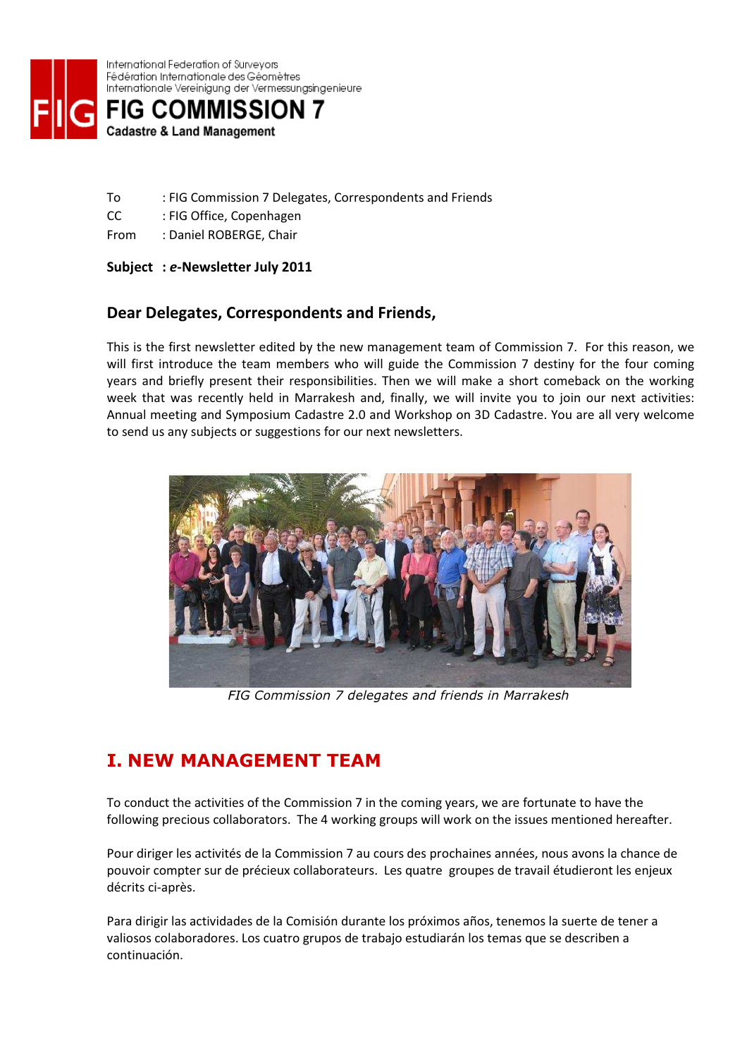International Federation of Surveyors
Fédération Internationale des Géomètres
Internationale Vereinigung der Vermessungsingenieure

# FIG COMMISSION 7
**Cadastre & Land Management**

To : FIG Commission 7 Delegates, Correspondents and Friends
CC : FIG Office, Copenhagen
From : Daniel ROBERGE, Chair

**Subject : *e*-Newsletter July 2011**

## Dear Delegates, Correspondents and Friends,

This is the first newsletter edited by the new management team of Commission 7. For this reason, we will first introduce the team members who will guide the Commission 7 destiny for the four coming years and briefly present their responsibilities. Then we will make a short comeback on the working week that was recently held in Marrakesh and, finally, we will invite you to join our next activities: Annual meeting and Symposium Cadastre 2.0 and Workshop on 3D Cadastre. You are all very welcome to send us any subjects or suggestions for our next newsletters.

*FIG Commission 7 delegates and friends in Marrakesh*

## I. NEW MANAGEMENT TEAM

To conduct the activities of the Commission 7 in the coming years, we are fortunate to have the following precious collaborators. The 4 working groups will work on the issues mentioned hereafter.

Pour diriger les activités de la Commission 7 au cours des prochaines années, nous avons la chance de pouvoir compter sur de précieux collaborateurs. Les quatre groupes de travail étudieront les enjeux décrits ci-après.

Para dirigir las actividades de la Comisión durante los próximos años, tenemos la suerte de tener a valiosos colaboradores. Los cuatro grupos de trabajo estudiarán los temas que se describen a continuación.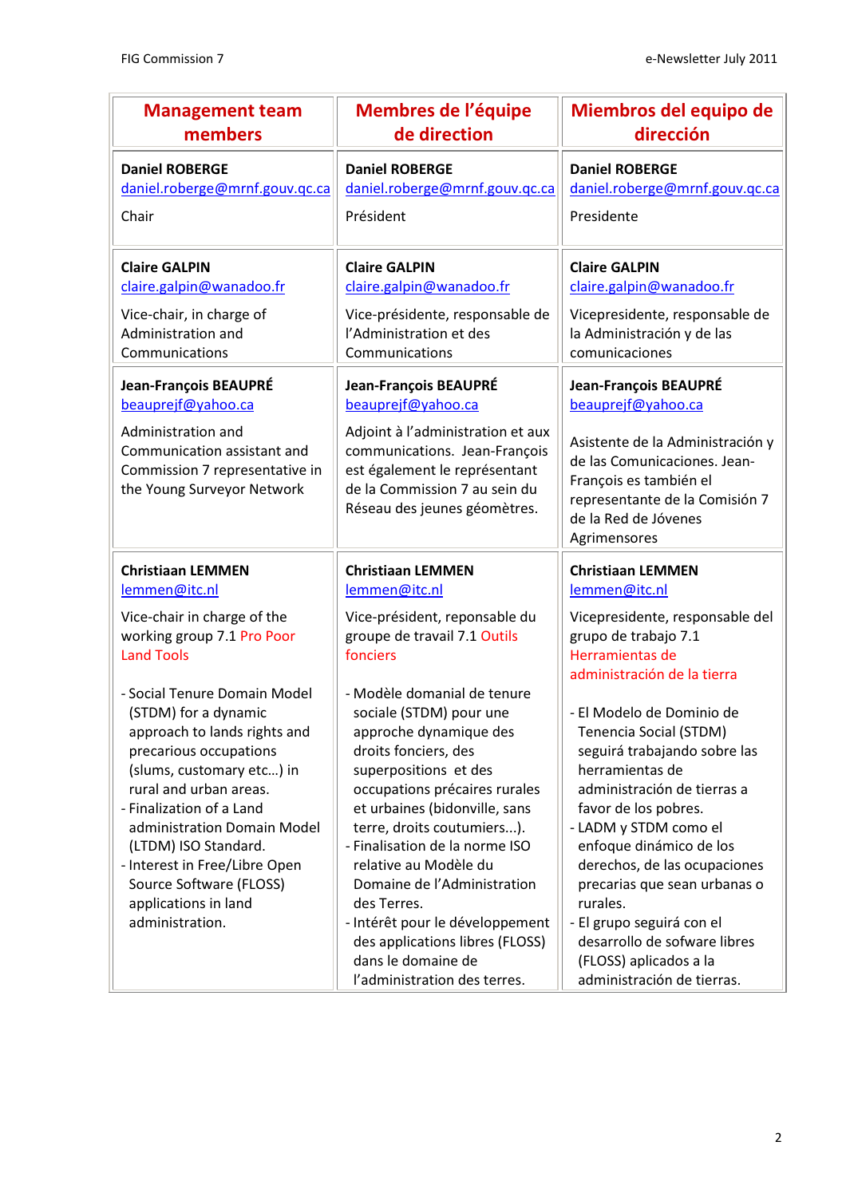| Management team members | Membres de l'équipe de direction | Miembros del equipo de dirección |
| --- | --- | --- |
| **Daniel ROBERGE**<br>daniel.roberge@mrnf.gouv.qc.ca<br><br>Chair | **Daniel ROBERGE**<br>daniel.roberge@mrnf.gouv.qc.ca<br><br>Président | **Daniel ROBERGE**<br>daniel.roberge@mrnf.gouv.qc.ca<br><br>Presidente |
| **Claire GALPIN**<br>claire.galpin@wanadoo.fr<br><br>Vice-chair, in charge of Administration and Communications | **Claire GALPIN**<br>claire.galpin@wanadoo.fr<br><br>Vice-présidente, responsable de l'Administration et des Communications | **Claire GALPIN**<br>claire.galpin@wanadoo.fr<br><br>Vicepresidente, responsable de la Administración y de las comunicaciones |
| **Jean-François BEAUPRÉ**<br>beauprejf@yahoo.ca<br><br>Administration and Communication assistant and Commission 7 representative in the Young Surveyor Network | **Jean-François BEAUPRÉ**<br>beauprejf@yahoo.ca<br><br>Adjoint à l'administration et aux communications. Jean-François est également le représentant de la Commission 7 au sein du Réseau des jeunes géomètres. | **Jean-François BEAUPRÉ**<br>beauprejf@yahoo.ca<br><br>Asistente de la Administración y de las Comunicaciones. Jean-François es también el representante de la Comisión 7 de la Red de Jóvenes Agrimensores |
| **Christiaan LEMMEN**<br>lemmen@itc.nl<br><br>Vice-chair in charge of the working group 7.1 Pro Poor Land Tools<br><br>- Social Tenure Domain Model (STDM) for a dynamic approach to lands rights and precarious occupations (slums, customary etc…) in rural and urban areas.<br>- Finalization of a Land administration Domain Model (LTDM) ISO Standard.<br>- Interest in Free/Libre Open Source Software (FLOSS) applications in land administration. | **Christiaan LEMMEN**<br>lemmen@itc.nl<br><br>Vice-président, reponsable du groupe de travail 7.1 Outils fonciers<br><br>- Modèle domanial de tenure sociale (STDM) pour une approche dynamique des droits fonciers, des superpositions et des occupations précaires rurales et urbaines (bidonville, sans terre, droits coutumiers...).<br>- Finalisation de la norme ISO relative au Modèle du Domaine de l'Administration des Terres.<br>- Intérêt pour le développement des applications libres (FLOSS) dans le domaine de l'administration des terres. | **Christiaan LEMMEN**<br>lemmen@itc.nl<br><br>Vicepresidente, responsable del grupo de trabajo 7.1 Herramientas de administración de la tierra<br><br>- El Modelo de Dominio de Tenencia Social (STDM) seguirá trabajando sobre las herramientas de administración de tierras a favor de los pobres.<br>- LADM y STDM como el enfoque dinámico de los derechos, de las ocupaciones precarias que sean urbanas o rurales.<br>- El grupo seguirá con el desarrollo de sofware libres (FLOSS) aplicados a la administración de tierras. |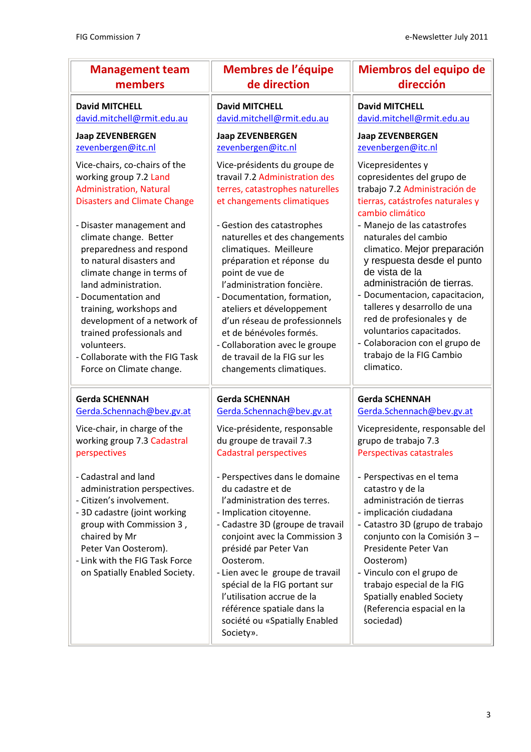| Management team members | Membres de l'équipe de direction | Miembros del equipo de dirección |
| --- | --- | --- |
| **David MITCHELL**<br>david.mitchell@rmit.edu.au<br><br>**Jaap ZEVENBERGEN**<br>zevenbergen@itc.nl<br><br>Vice-chairs, co-chairs of the working group 7.2 Land Administration, Natural Disasters and Climate Change<br><br>- Disaster management and climate change. Better preparedness and respond to natural disasters and climate change in terms of land administration.<br>- Documentation and training, workshops and development of a network of trained professionals and volunteers.<br>- Collaborate with the FIG Task Force on Climate change. | **David MITCHELL**<br>david.mitchell@rmit.edu.au<br><br>**Jaap ZEVENBERGEN**<br>zevenbergen@itc.nl<br><br>Vice-présidents du groupe de travail 7.2 Administration des terres, catastrophes naturelles et changements climatiques<br><br>- Gestion des catastrophes naturelles et des changements climatiques. Meilleure préparation et réponse du point de vue de l'administration foncière.<br>- Documentation, formation, ateliers et développement d'un réseau de professionnels et de bénévoles formés.<br>- Collaboration avec le groupe de travail de la FIG sur les changements climatiques. | **David MITCHELL**<br>david.mitchell@rmit.edu.au<br><br>**Jaap ZEVENBERGEN**<br>zevenbergen@itc.nl<br><br>Vicepresidentes y copresidentes del grupo de trabajo 7.2 Administración de tierras, catástrofes naturales y cambio climático<br><br>- Manejo de las catastrofes naturales del cambio climatico. Mejor preparación y respuesta desde el punto de vista de la administración de tierras.<br>- Documentacion, capacitacion, talleres y desarrollo de una red de profesionales y de voluntarios capacitados.<br>- Colaboracion con el grupo de trabajo de la FIG Cambio climatico. |
| **Gerda SCHENNAH**<br>Gerda.Schennach@bev.gv.at<br><br>Vice-chair, in charge of the working group 7.3 Cadastral perspectives<br><br>- Cadastral and land administration perspectives.<br>- Citizen's involvement.<br>- 3D cadastre (joint working group with Commission 3 , chaired by Mr Peter Van Oosterom).<br>- Link with the FIG Task Force on Spatially Enabled Society. | **Gerda SCHENNAH**<br>Gerda.Schennach@bev.gv.at<br><br>Vice-présidente, responsable du groupe de travail 7.3 Cadastral perspectives<br><br>- Perspectives dans le domaine du cadastre et de l'administration des terres.<br>- Implication citoyenne.<br>- Cadastre 3D (groupe de travail conjoint avec la Commission 3 présidé par Peter Van Oosterom.<br>- Lien avec le groupe de travail spécial de la FIG portant sur l'utilisation accrue de la référence spatiale dans la société ou «Spatially Enabled Society». | **Gerda SCHENNAH**<br>Gerda.Schennach@bev.gv.at<br><br>Vicepresidente, responsable del grupo de trabajo 7.3 Perspectivas catastrales<br><br>- Perspectivas en el tema catastro y de la administración de tierras<br>- implicación ciudadana<br>- Catastro 3D (grupo de trabajo conjunto con la Comisión 3 – Presidente Peter Van Oosterom)<br>- Vinculo con el grupo de trabajo especial de la FIG Spatially enabled Society (Referencia espacial en la sociedad) |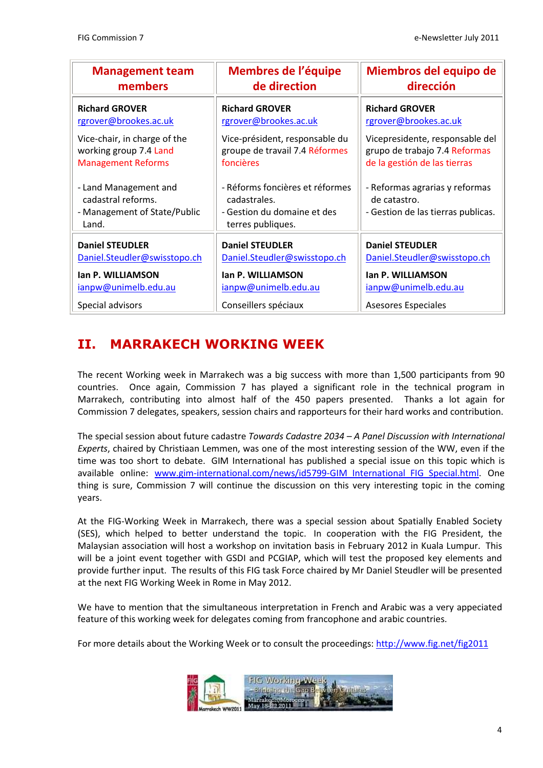| Management team members | Membres de l'équipe de direction | Miembros del equipo de dirección |
|---|---|---|
| **Richard GROVER**<br>rgrover@brookes.ac.uk<br><br>Vice-chair, in charge of the working group 7.4 Land Management Reforms<br><br>- Land Management and cadastral reforms.<br>- Management of State/Public Land. | **Richard GROVER**<br>rgrover@brookes.ac.uk<br><br>Vice-président, responsable du groupe de travail 7.4 Réformes foncières<br><br>- Réforms foncières et réformes cadastrales.<br>- Gestion du domaine et des terres publiques. | **Richard GROVER**<br>rgrover@brookes.ac.uk<br><br>Vicepresidente, responsable del grupo de trabajo 7.4 Reformas de la gestión de las tierras<br><br>- Reformas agrarias y reformas de catastro.<br>- Gestion de las tierras publicas. |
| **Daniel STEUDLER**<br>Daniel.Steudler@swisstopo.ch<br><br>**Ian P. WILLIAMSON**<br>ianpw@unimelb.edu.au<br><br>Special advisors | **Daniel STEUDLER**<br>Daniel.Steudler@swisstopo.ch<br><br>**Ian P. WILLIAMSON**<br>ianpw@unimelb.edu.au<br><br>Conseillers spéciaux | **Daniel STEUDLER**<br>Daniel.Steudler@swisstopo.ch<br><br>**Ian P. WILLIAMSON**<br>ianpw@unimelb.edu.au<br><br>Asesores Especiales |

# II. MARRAKECH WORKING WEEK

The recent Working week in Marrakech was a big success with more than 1,500 participants from 90 countries. Once again, Commission 7 has played a significant role in the technical program in Marrakech, contributing into almost half of the 450 papers presented. Thanks a lot again for Commission 7 delegates, speakers, session chairs and rapporteurs for their hard works and contribution.

The special session about future cadastre *Towards Cadastre 2034 – A Panel Discussion with International Experts*, chaired by Christiaan Lemmen, was one of the most interesting session of the WW, even if the time was too short to debate. GIM International has published a special issue on this topic which is available online: www.gim-international.com/news/id5799-GIM_International_FIG_Special.html. One thing is sure, Commission 7 will continue the discussion on this very interesting topic in the coming years.

At the FIG-Working Week in Marrakech, there was a special session about Spatially Enabled Society (SES), which helped to better understand the topic. In cooperation with the FIG President, the Malaysian association will host a workshop on invitation basis in February 2012 in Kuala Lumpur. This will be a joint event together with GSDI and PCGIAP, which will test the proposed key elements and provide further input. The results of this FIG task Force chaired by Mr Daniel Steudler will be presented at the next FIG Working Week in Rome in May 2012.

We have to mention that the simultaneous interpretation in French and Arabic was a very appeciated feature of this working week for delegates coming from francophone and arabic countries.

For more details about the Working Week or to consult the proceedings: http://www.fig.net/fig2011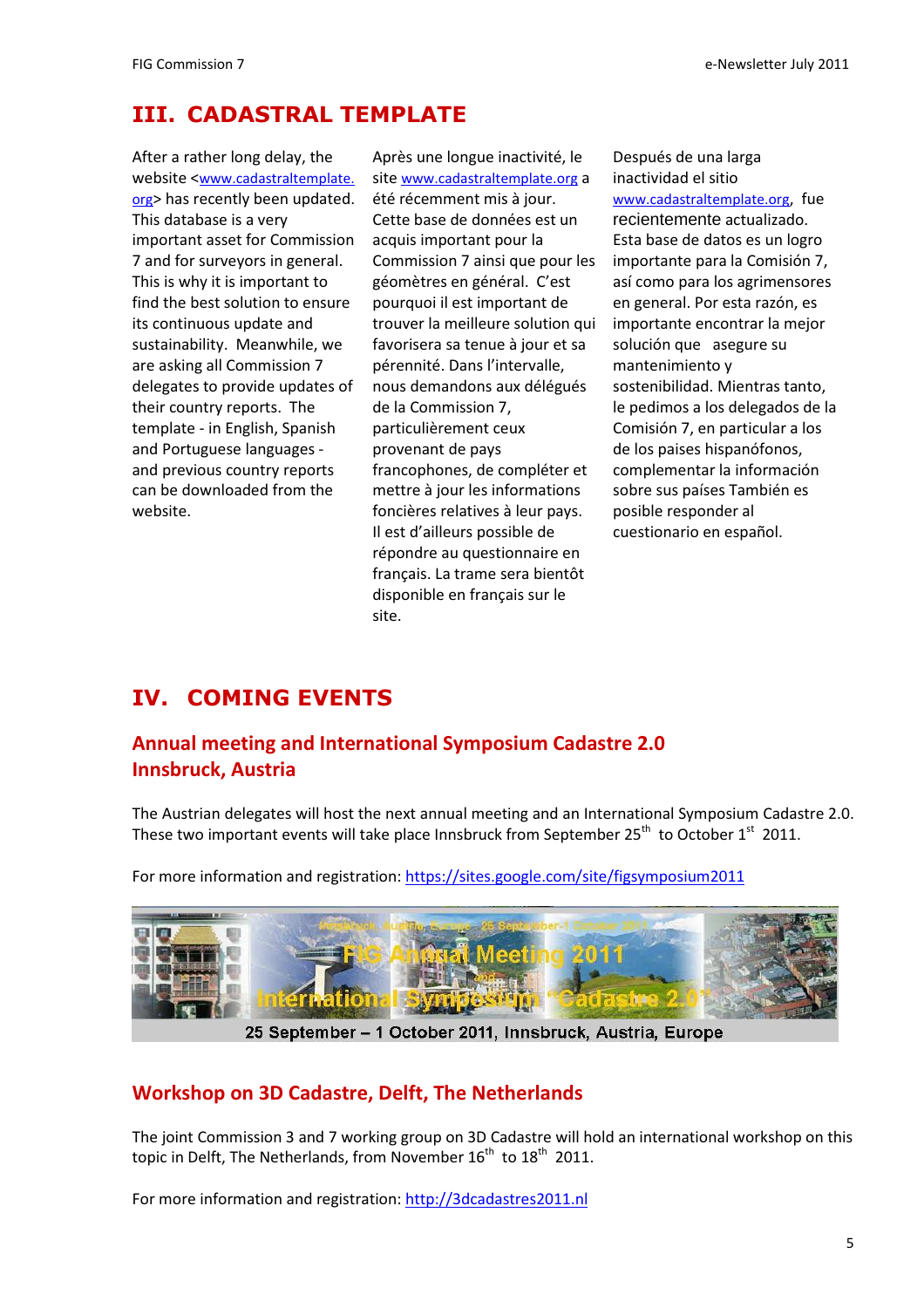## III. CADASTRAL TEMPLATE

After a rather long delay, the website <www.cadastraltemplate.org> has recently been updated. This database is a very important asset for Commission 7 and for surveyors in general. This is why it is important to find the best solution to ensure its continuous update and sustainability. Meanwhile, we are asking all Commission 7 delegates to provide updates of their country reports. The template - in English, Spanish and Portuguese languages - and previous country reports can be downloaded from the website.

Après une longue inactivité, le site www.cadastraltemplate.org a été récemment mis à jour. Cette base de données est un acquis important pour la Commission 7 ainsi que pour les géomètres en général. C'est pourquoi il est important de trouver la meilleure solution qui favorisera sa tenue à jour et sa pérennité. Dans l'intervalle, nous demandons aux délégués de la Commission 7, particulièrement ceux provenant de pays francophones, de compléter et mettre à jour les informations foncières relatives à leur pays. Il est d'ailleurs possible de répondre au questionnaire en français. La trame sera bientôt disponible en français sur le site.

Después de una larga inactividad el sitio www.cadastraltemplate.org, fue recientemente actualizado. Esta base de datos es un logro importante para la Comisión 7, así como para los agrimensores en general. Por esta razón, es importante encontrar la mejor solución que asegure su mantenimiento y sostenibilidad. Mientras tanto, le pedimos a los delegados de la Comisión 7, en particular a los de los paises hispanófonos, complementar la información sobre sus países También es posible responder al cuestionario en español.

## IV. COMING EVENTS

### Annual meeting and International Symposium Cadastre 2.0 Innsbruck, Austria

The Austrian delegates will host the next annual meeting and an International Symposium Cadastre 2.0. These two important events will take place Innsbruck from September 25th to October 1st 2011.

For more information and registration: https://sites.google.com/site/figsymposium2011

Innsbruck, Austria, Europe 25 September-1 October 2011

FIG Annual Meeting 2011 and International Symposium "Cadastre 2.0"

25 September – 1 October 2011, Innsbruck, Austria, Europe

### Workshop on 3D Cadastre, Delft, The Netherlands

The joint Commission 3 and 7 working group on 3D Cadastre will hold an international workshop on this topic in Delft, The Netherlands, from November 16th to 18th 2011.

For more information and registration: http://3dcadastres2011.nl